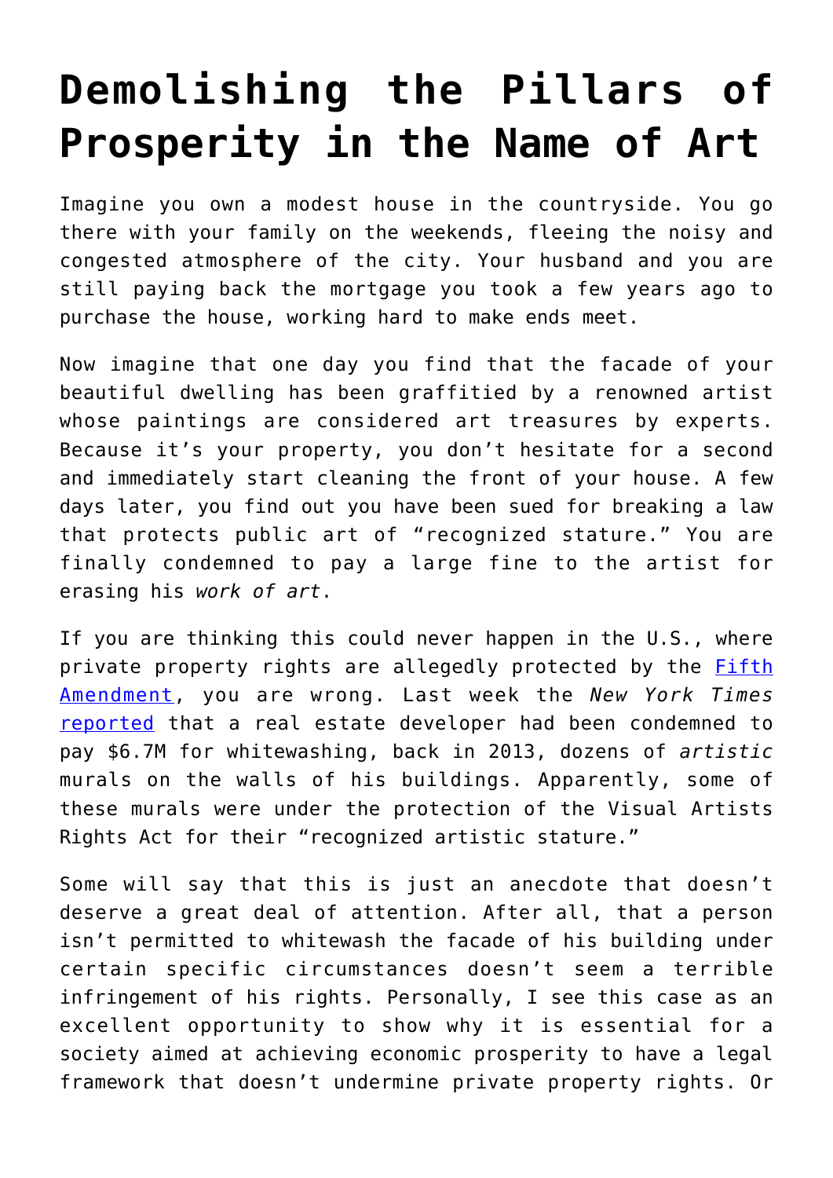# Demolishing the Pillars of Prosperity in the Name of Art

Imagine you own a modest house in the countryside. You go there with your family on the weekends, fleeing the noisy and congested atmosphere of the city. Your husband and you are still paying back the mortgage you took a few years ago to purchase the house, working hard to make ends meet.

Now imagine that one day you find that the facade of your beautiful dwelling has been graffitied by a renowned artist whose paintings are considered art treasures by experts. Because it's your property, you don't hesitate for a second and immediately start cleaning the front of your house. A few days later, you find out you have been sued for breaking a law that protects public art of "recognized stature." You are finally condemned to pay a large fine to the artist for erasing his *work of art*.

If you are thinking this could never happen in the U.S., where private property rights are allegedly protected by the Fifth Amendment, you are wrong. Last week the *New York Times* reported that a real estate developer had been condemned to pay $6.7M for whitewashing, back in 2013, dozens of *artistic* murals on the walls of his buildings. Apparently, some of these murals were under the protection of the Visual Artists Rights Act for their "recognized artistic stature."

Some will say that this is just an anecdote that doesn't deserve a great deal of attention. After all, that a person isn't permitted to whitewash the facade of his building under certain specific circumstances doesn't seem a terrible infringement of his rights. Personally, I see this case as an excellent opportunity to show why it is essential for a society aimed at achieving economic prosperity to have a legal framework that doesn't undermine private property rights. Or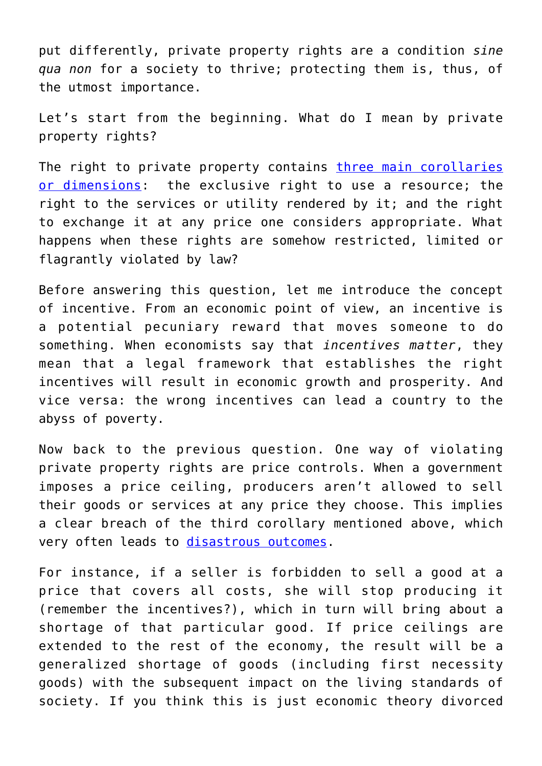put differently, private property rights are a condition *sine qua non* for a society to thrive; protecting them is, thus, of the utmost importance.

Let's start from the beginning. What do I mean by private property rights?

The right to private property contains [three main corollaries or dimensions]: the exclusive right to use a resource; the right to the services or utility rendered by it; and the right to exchange it at any price one considers appropriate. What happens when these rights are somehow restricted, limited or flagrantly violated by law?

Before answering this question, let me introduce the concept of incentive. From an economic point of view, an incentive is a potential pecuniary reward that moves someone to do something. When economists say that *incentives matter*, they mean that a legal framework that establishes the right incentives will result in economic growth and prosperity. And vice versa: the wrong incentives can lead a country to the abyss of poverty.

Now back to the previous question. One way of violating private property rights are price controls. When a government imposes a price ceiling, producers aren't allowed to sell their goods or services at any price they choose. This implies a clear breach of the third corollary mentioned above, which very often leads to [disastrous outcomes].

For instance, if a seller is forbidden to sell a good at a price that covers all costs, she will stop producing it (remember the incentives?), which in turn will bring about a shortage of that particular good. If price ceilings are extended to the rest of the economy, the result will be a generalized shortage of goods (including first necessity goods) with the subsequent impact on the living standards of society. If you think this is just economic theory divorced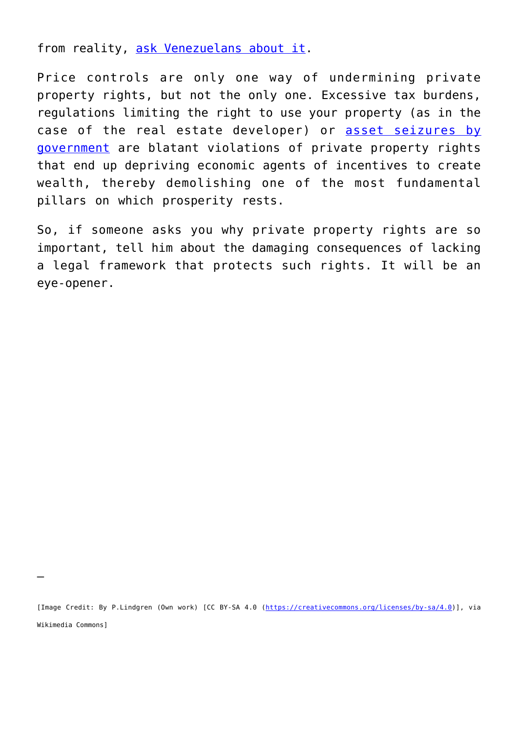from reality, ask Venezuelans about it.

Price controls are only one way of undermining private property rights, but not the only one. Excessive tax burdens, regulations limiting the right to use your property (as in the case of the real estate developer) or asset seizures by government are blatant violations of private property rights that end up depriving economic agents of incentives to create wealth, thereby demolishing one of the most fundamental pillars on which prosperity rests.

So, if someone asks you why private property rights are so important, tell him about the damaging consequences of lacking a legal framework that protects such rights. It will be an eye-opener.

—

[Image Credit: By P.Lindgren (Own work) [CC BY-SA 4.0 (https://creativecommons.org/licenses/by-sa/4.0)], via Wikimedia Commons]